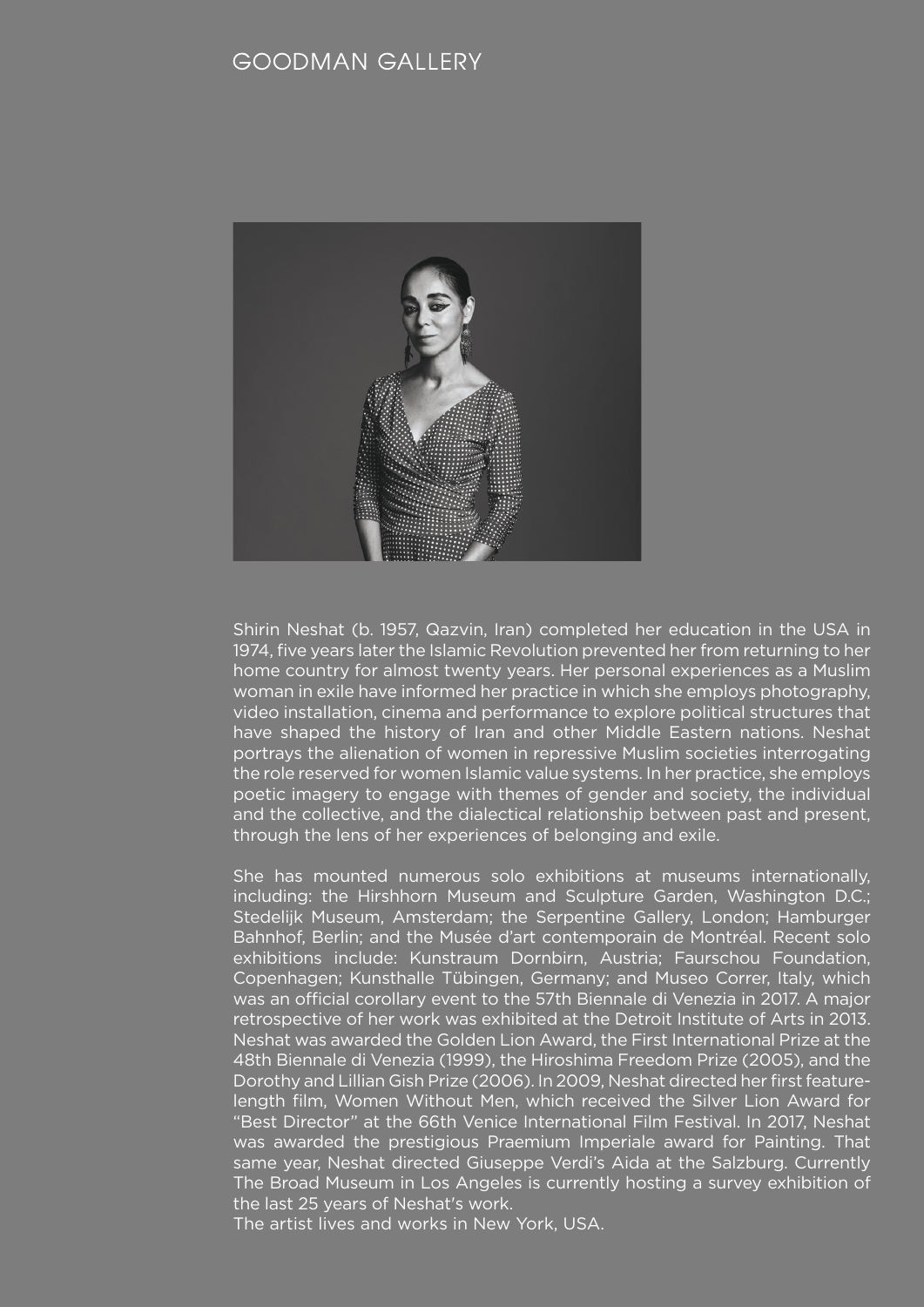GOODMAN GALLERY

Shirin Neshat (b. 1957, Qazvin, Iran) completed her education in the USA in 1974, five years later the Islamic Revolution prevented her from returning to her home country for almost twenty years. Her personal experiences as a Muslim woman in exile have informed her practice in which she employs photography, video installation, cinema and performance to explore political structures that have shaped the history of Iran and other Middle Eastern nations. Neshat portrays the alienation of women in repressive Muslim societies interrogating the role reserved for women Islamic value systems. In her practice, she employs poetic imagery to engage with themes of gender and society, the individual and the collective, and the dialectical relationship between past and present, through the lens of her experiences of belonging and exile.

She has mounted numerous solo exhibitions at museums internationally, including: the Hirshhorn Museum and Sculpture Garden, Washington D.C.; Stedelijk Museum, Amsterdam; the Serpentine Gallery, London; Hamburger Bahnhof, Berlin; and the Musée d'art contemporain de Montréal. Recent solo exhibitions include: Kunstraum Dornbirn, Austria; Faurschou Foundation, Copenhagen; Kunsthalle Tübingen, Germany; and Museo Correr, Italy, which was an official corollary event to the 57th Biennale di Venezia in 2017. A major retrospective of her work was exhibited at the Detroit Institute of Arts in 2013. Neshat was awarded the Golden Lion Award, the First International Prize at the 48th Biennale di Venezia (1999), the Hiroshima Freedom Prize (2005), and the Dorothy and Lillian Gish Prize (2006). In 2009, Neshat directed her first feature-length film, Women Without Men, which received the Silver Lion Award for "Best Director" at the 66th Venice International Film Festival. In 2017, Neshat was awarded the prestigious Praemium Imperiale award for Painting. That same year, Neshat directed Giuseppe Verdi's Aida at the Salzburg. Currently The Broad Museum in Los Angeles is currently hosting a survey exhibition of the last 25 years of Neshat's work.
The artist lives and works in New York, USA.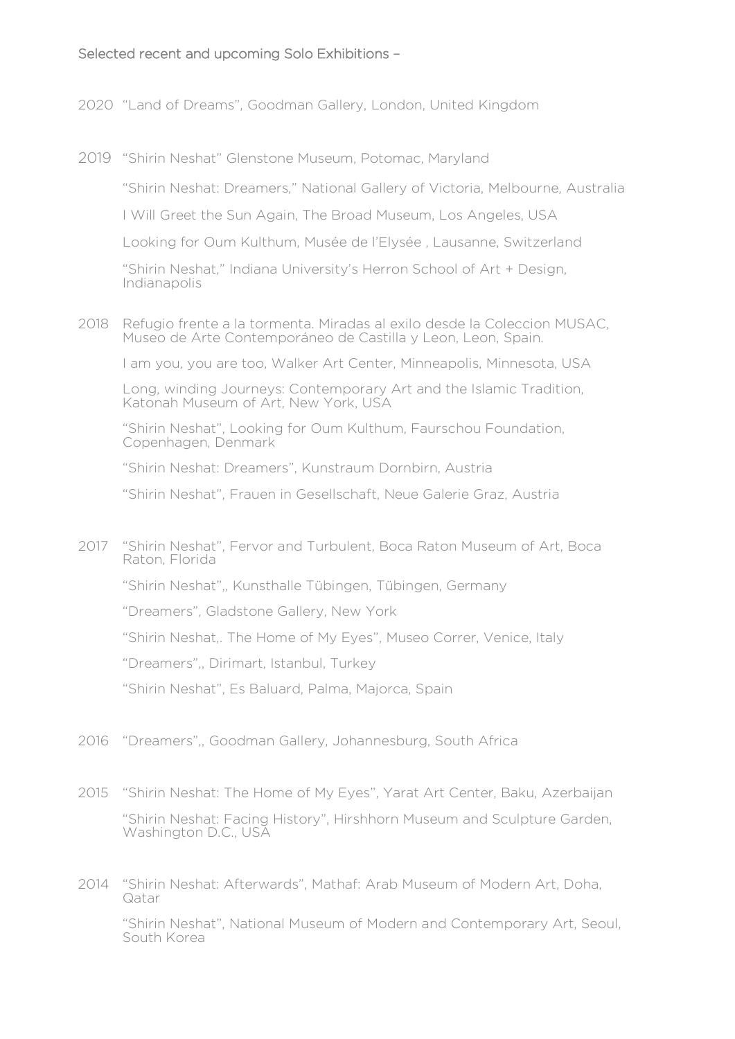Selected recent and upcoming Solo Exhibitions –

2020 "Land of Dreams", Goodman Gallery, London, United Kingdom

2019 "Shirin Neshat" Glenstone Museum, Potomac, Maryland

"Shirin Neshat: Dreamers," National Gallery of Victoria, Melbourne, Australia

I Will Greet the Sun Again, The Broad Museum, Los Angeles, USA

Looking for Oum Kulthum, Musée de l'Elysée , Lausanne, Switzerland

"Shirin Neshat," Indiana University's Herron School of Art + Design, Indianapolis

2018 Refugio frente a la tormenta. Miradas al exilo desde la Coleccion MUSAC, Museo de Arte Contemporáneo de Castilla y Leon, Leon, Spain.

I am you, you are too, Walker Art Center, Minneapolis, Minnesota, USA

Long, winding Journeys: Contemporary Art and the Islamic Tradition, Katonah Museum of Art, New York, USA

"Shirin Neshat", Looking for Oum Kulthum, Faurschou Foundation, Copenhagen, Denmark

"Shirin Neshat: Dreamers", Kunstraum Dornbirn, Austria

"Shirin Neshat", Frauen in Gesellschaft, Neue Galerie Graz, Austria

2017 "Shirin Neshat", Fervor and Turbulent, Boca Raton Museum of Art, Boca Raton, Florida

"Shirin Neshat",, Kunsthalle Tübingen, Tübingen, Germany

"Dreamers", Gladstone Gallery, New York

"Shirin Neshat,. The Home of My Eyes", Museo Correr, Venice, Italy

"Dreamers",, Dirimart, Istanbul, Turkey

"Shirin Neshat", Es Baluard, Palma, Majorca, Spain

2016 "Dreamers",, Goodman Gallery, Johannesburg, South Africa

2015 "Shirin Neshat: The Home of My Eyes", Yarat Art Center, Baku, Azerbaijan

"Shirin Neshat: Facing History", Hirshhorn Museum and Sculpture Garden, Washington D.C., USA

2014 "Shirin Neshat: Afterwards", Mathaf: Arab Museum of Modern Art, Doha, Qatar

"Shirin Neshat", National Museum of Modern and Contemporary Art, Seoul, South Korea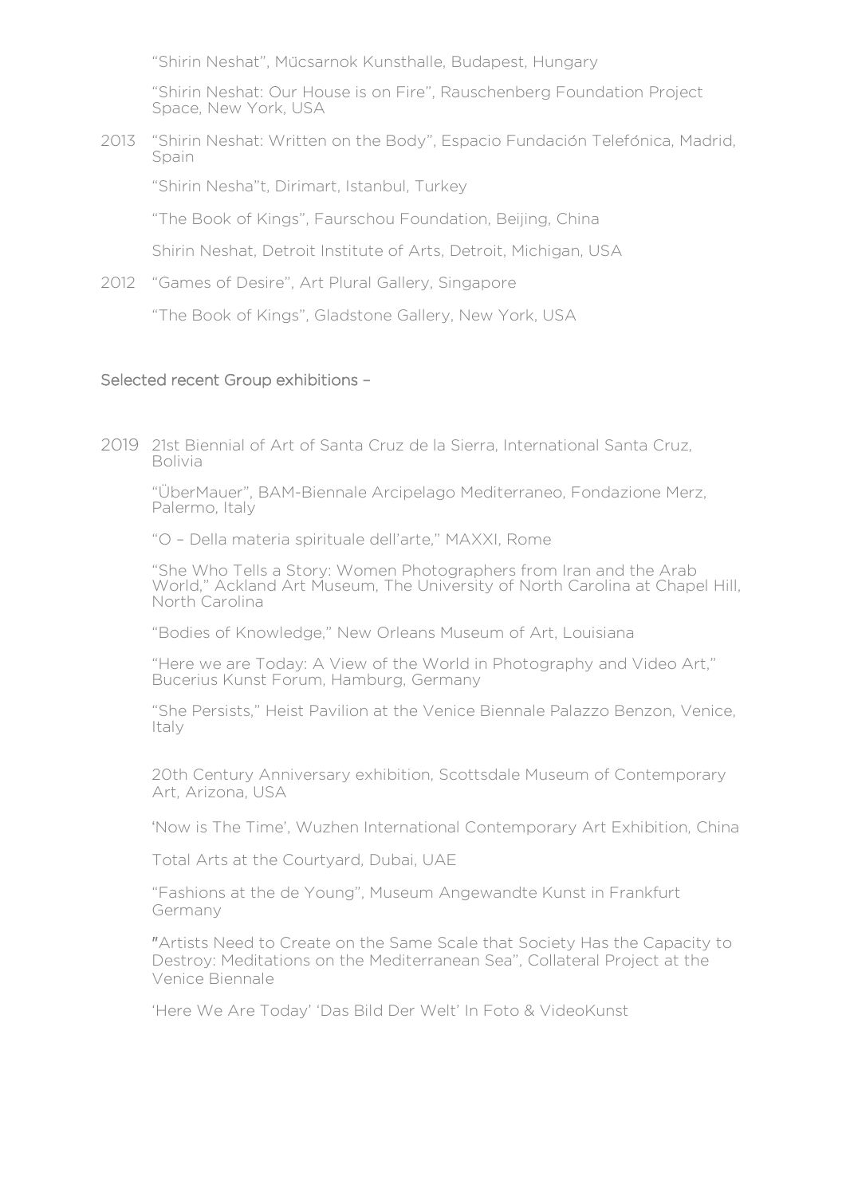"Shirin Neshat", Mücsarnok Kunsthalle, Budapest, Hungary

"Shirin Neshat: Our House is on Fire", Rauschenberg Foundation Project Space, New York, USA

2013 "Shirin Neshat: Written on the Body", Espacio Fundación Telefónica, Madrid, Spain

"Shirin Nesha"t, Dirimart, Istanbul, Turkey

"The Book of Kings", Faurschou Foundation, Beijing, China

Shirin Neshat, Detroit Institute of Arts, Detroit, Michigan, USA

2012 "Games of Desire", Art Plural Gallery, Singapore

"The Book of Kings", Gladstone Gallery, New York, USA

## Selected recent Group exhibitions –

2019 21st Biennial of Art of Santa Cruz de la Sierra, International Santa Cruz, Bolivia

"ÜberMauer", BAM-Biennale Arcipelago Mediterraneo, Fondazione Merz, Palermo, Italy

"O – Della materia spirituale dell'arte," MAXXI, Rome

"She Who Tells a Story: Women Photographers from Iran and the Arab World," Ackland Art Museum, The University of North Carolina at Chapel Hill, North Carolina

"Bodies of Knowledge," New Orleans Museum of Art, Louisiana

"Here we are Today: A View of the World in Photography and Video Art," Bucerius Kunst Forum, Hamburg, Germany

"She Persists," Heist Pavilion at the Venice Biennale Palazzo Benzon, Venice, Italy

20th Century Anniversary exhibition, Scottsdale Museum of Contemporary Art, Arizona, USA

'Now is The Time', Wuzhen International Contemporary Art Exhibition, China

Total Arts at the Courtyard, Dubai, UAE

"Fashions at the de Young", Museum Angewandte Kunst in Frankfurt Germany

"Artists Need to Create on the Same Scale that Society Has the Capacity to Destroy: Meditations on the Mediterranean Sea", Collateral Project at the Venice Biennale

'Here We Are Today' 'Das Bild Der Welt' In Foto & VideoKunst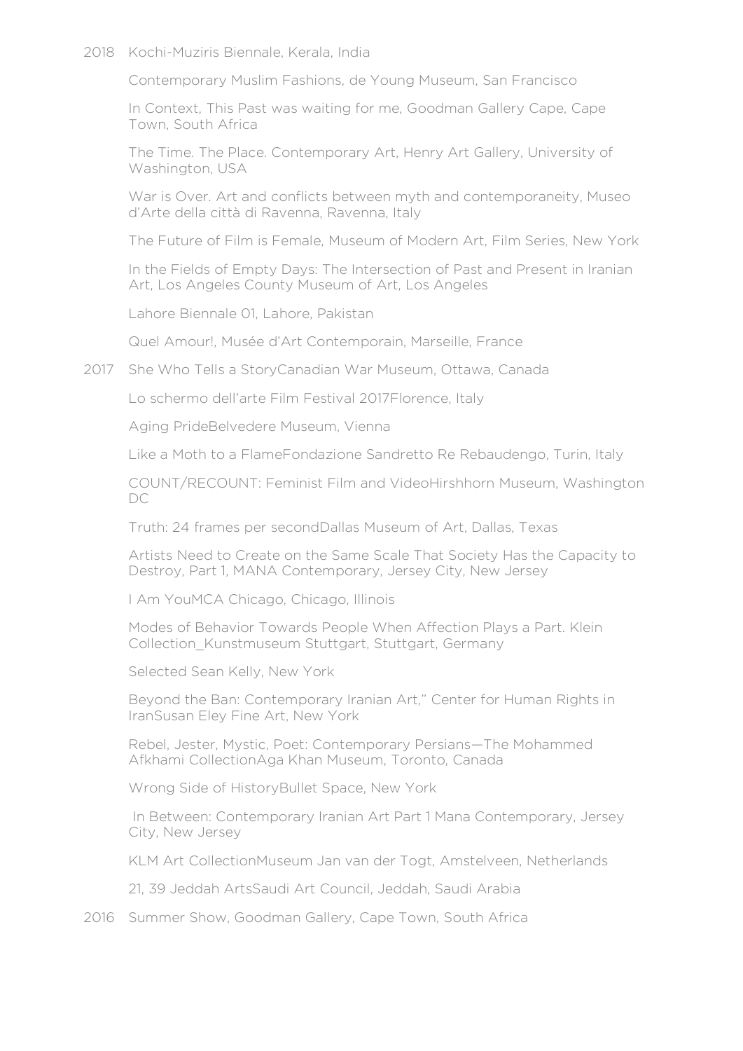2018 Kochi-Muziris Biennale, Kerala, India

Contemporary Muslim Fashions, de Young Museum, San Francisco

In Context, This Past was waiting for me, Goodman Gallery Cape, Cape Town, South Africa

The Time. The Place. Contemporary Art, Henry Art Gallery, University of Washington, USA

War is Over. Art and conflicts between myth and contemporaneity, Museo d'Arte della città di Ravenna, Ravenna, Italy

The Future of Film is Female, Museum of Modern Art, Film Series, New York

In the Fields of Empty Days: The Intersection of Past and Present in Iranian Art, Los Angeles County Museum of Art, Los Angeles

Lahore Biennale 01, Lahore, Pakistan

Quel Amour!, Musée d'Art Contemporain, Marseille, France

2017 She Who Tells a StoryCanadian War Museum, Ottawa, Canada

Lo schermo dell'arte Film Festival 2017Florence, Italy

Aging PrideBelvedere Museum, Vienna

Like a Moth to a FlameFondazione Sandretto Re Rebaudengo, Turin, Italy

COUNT/RECOUNT: Feminist Film and VideoHirshhorn Museum, Washington DC

Truth: 24 frames per secondDallas Museum of Art, Dallas, Texas

Artists Need to Create on the Same Scale That Society Has the Capacity to Destroy, Part 1, MANA Contemporary, Jersey City, New Jersey

I Am YouMCA Chicago, Chicago, Illinois

Modes of Behavior Towards People When Affection Plays a Part. Klein Collection_Kunstmuseum Stuttgart, Stuttgart, Germany

Selected Sean Kelly, New York

Beyond the Ban: Contemporary Iranian Art," Center for Human Rights in IranSusan Eley Fine Art, New York

Rebel, Jester, Mystic, Poet: Contemporary Persians—The Mohammed Afkhami CollectionAga Khan Museum, Toronto, Canada

Wrong Side of HistoryBullet Space, New York

In Between: Contemporary Iranian Art Part 1 Mana Contemporary, Jersey City, New Jersey

KLM Art CollectionMuseum Jan van der Togt, Amstelveen, Netherlands

21, 39 Jeddah ArtsSaudi Art Council, Jeddah, Saudi Arabia

2016 Summer Show, Goodman Gallery, Cape Town, South Africa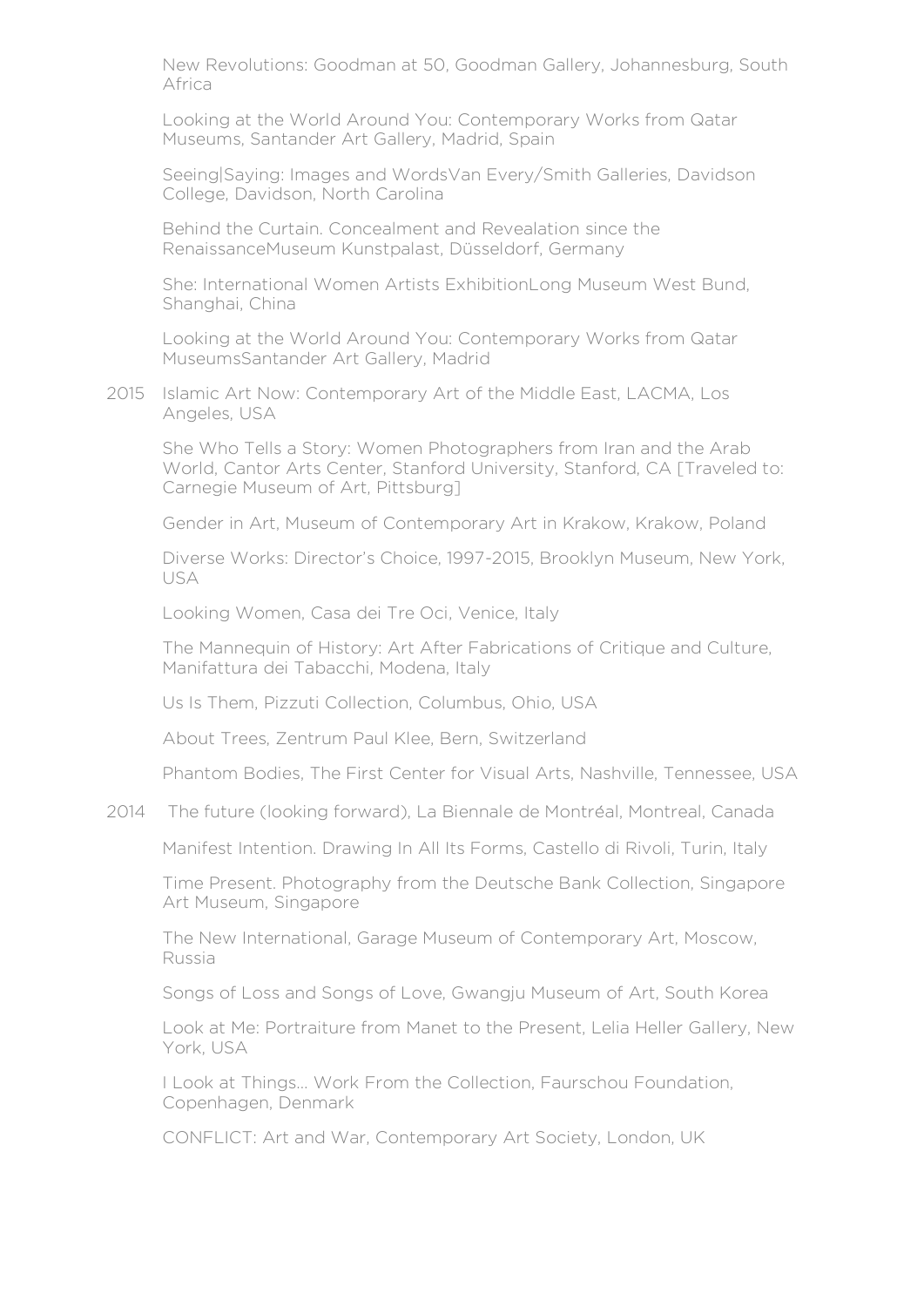New Revolutions: Goodman at 50, Goodman Gallery, Johannesburg, South Africa

Looking at the World Around You: Contemporary Works from Qatar Museums, Santander Art Gallery, Madrid, Spain

Seeing|Saying: Images and WordsVan Every/Smith Galleries, Davidson College, Davidson, North Carolina

Behind the Curtain. Concealment and Revealation since the RenaissanceMuseum Kunstpalast, Düsseldorf, Germany

She: International Women Artists ExhibitionLong Museum West Bund, Shanghai, China

Looking at the World Around You: Contemporary Works from Qatar MuseumsSantander Art Gallery, Madrid

2015 Islamic Art Now: Contemporary Art of the Middle East, LACMA, Los Angeles, USA

She Who Tells a Story: Women Photographers from Iran and the Arab World, Cantor Arts Center, Stanford University, Stanford, CA [Traveled to: Carnegie Museum of Art, Pittsburg]

Gender in Art, Museum of Contemporary Art in Krakow, Krakow, Poland

Diverse Works: Director's Choice, 1997-2015, Brooklyn Museum, New York, USA

Looking Women, Casa dei Tre Oci, Venice, Italy

The Mannequin of History: Art After Fabrications of Critique and Culture, Manifattura dei Tabacchi, Modena, Italy

Us Is Them, Pizzuti Collection, Columbus, Ohio, USA

About Trees, Zentrum Paul Klee, Bern, Switzerland

Phantom Bodies, The First Center for Visual Arts, Nashville, Tennessee, USA

2014 The future (looking forward), La Biennale de Montréal, Montreal, Canada

Manifest Intention. Drawing In All Its Forms, Castello di Rivoli, Turin, Italy

Time Present. Photography from the Deutsche Bank Collection, Singapore Art Museum, Singapore

The New International, Garage Museum of Contemporary Art, Moscow, Russia

Songs of Loss and Songs of Love, Gwangju Museum of Art, South Korea

Look at Me: Portraiture from Manet to the Present, Lelia Heller Gallery, New York, USA

I Look at Things… Work From the Collection, Faurschou Foundation, Copenhagen, Denmark

CONFLICT: Art and War, Contemporary Art Society, London, UK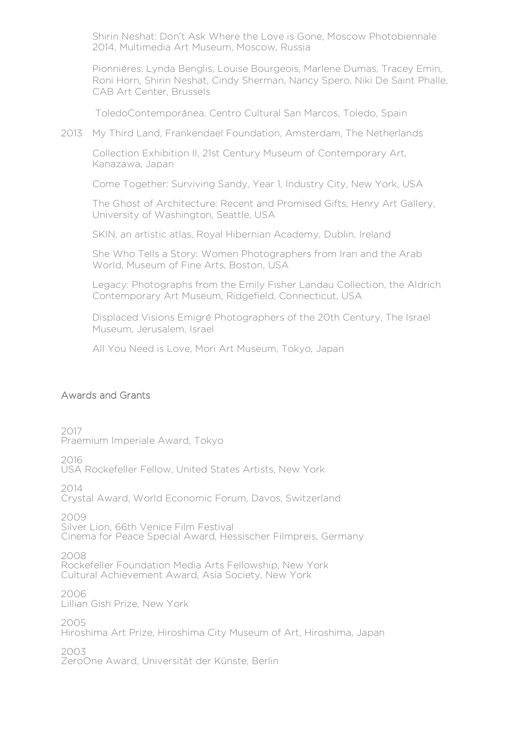Shirin Neshat: Don't Ask Where the Love is Gone, Moscow Photobiennale 2014, Multimedia Art Museum, Moscow, Russia

Pionniéres: Lynda Benglis, Louise Bourgeois, Marlene Dumas, Tracey Emin, Roni Horn, Shirin Neshat, Cindy Sherman, Nancy Spero, Niki De Saint Phalle, CAB Art Center, Brussels

ToledoContemporánea, Centro Cultural San Marcos, Toledo, Spain

2013 My Third Land, Frankendael Foundation, Amsterdam, The Netherlands

Collection Exhibition II, 21st Century Museum of Contemporary Art, Kanazawa, Japan

Come Together: Surviving Sandy, Year 1, Industry City, New York, USA

The Ghost of Architecture: Recent and Promised Gifts, Henry Art Gallery, University of Washington, Seattle, USA

SKIN, an artistic atlas, Royal Hibernian Academy, Dublin, Ireland

She Who Tells a Story: Women Photographers from Iran and the Arab World, Museum of Fine Arts, Boston, USA

Legacy: Photographs from the Emily Fisher Landau Collection, the Aldrich Contemporary Art Museum, Ridgefield, Connecticut, USA

Displaced Visions Emigré Photographers of the 20th Century, The Israel Museum, Jerusalem, Israel

All You Need is Love, Mori Art Museum, Tokyo, Japan

## Awards and Grants

2017
Praemium Imperiale Award, Tokyo

2016
USA Rockefeller Fellow, United States Artists, New York

2014
Crystal Award, World Economic Forum, Davos, Switzerland

2009
Silver Lion, 66th Venice Film Festival
Cinema for Peace Special Award, Hessischer Filmpreis, Germany

2008
Rockefeller Foundation Media Arts Fellowship, New York
Cultural Achievement Award, Asia Society, New York

2006
Lillian Gish Prize, New York

2005
Hiroshima Art Prize, Hiroshima City Museum of Art, Hiroshima, Japan

2003
ZeroOne Award, Universität der Künste, Berlin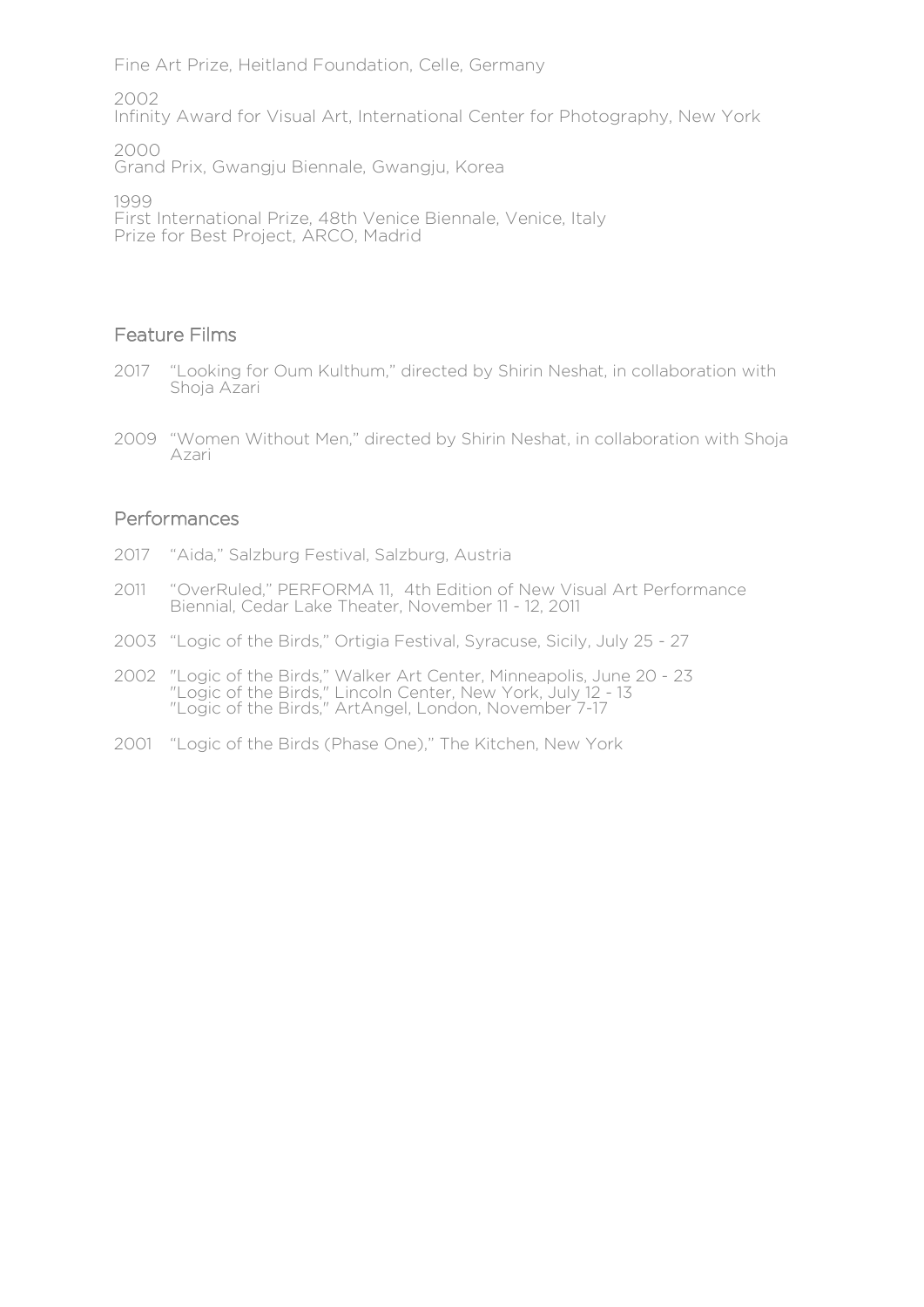Fine Art Prize, Heitland Foundation, Celle, Germany

2002
Infinity Award for Visual Art, International Center for Photography, New York

2000
Grand Prix, Gwangju Biennale, Gwangju, Korea

1999
First International Prize, 48th Venice Biennale, Venice, Italy
Prize for Best Project, ARCO, Madrid

## Feature Films

2017 "Looking for Oum Kulthum," directed by Shirin Neshat, in collaboration with Shoja Azari

2009 "Women Without Men," directed by Shirin Neshat, in collaboration with Shoja Azari

## Performances

2017 "Aida," Salzburg Festival, Salzburg, Austria

2011 "OverRuled," PERFORMA 11, 4th Edition of New Visual Art Performance Biennial, Cedar Lake Theater, November 11 - 12, 2011

2003 "Logic of the Birds," Ortigia Festival, Syracuse, Sicily, July 25 - 27

2002 "Logic of the Birds," Walker Art Center, Minneapolis, June 20 - 23
"Logic of the Birds," Lincoln Center, New York, July 12 - 13
"Logic of the Birds," ArtAngel, London, November 7-17

2001 "Logic of the Birds (Phase One)," The Kitchen, New York